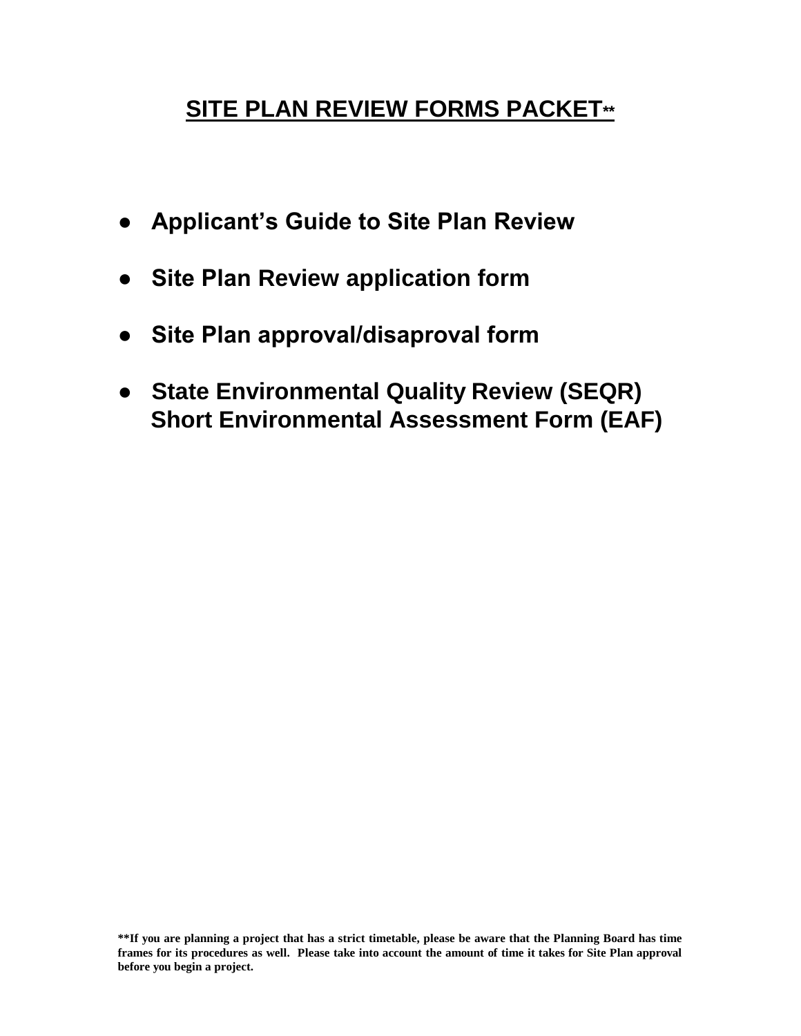# SITE PLAN REVIEW FORMS PACKET**

- **Applicant's Guide to Site Plan Review**
- **Site Plan Review application form**
- **Site Plan approval/disaproval form**
- **State Environmental Quality Review (SEQR) Short Environmental Assessment Form (EAF)**

**\*\*If you are planning a project that has a strict timetable, please be aware that the Planning Board has time frames for its procedures as well. Please take into account the amount of time it takes for Site Plan approval before you begin a project.**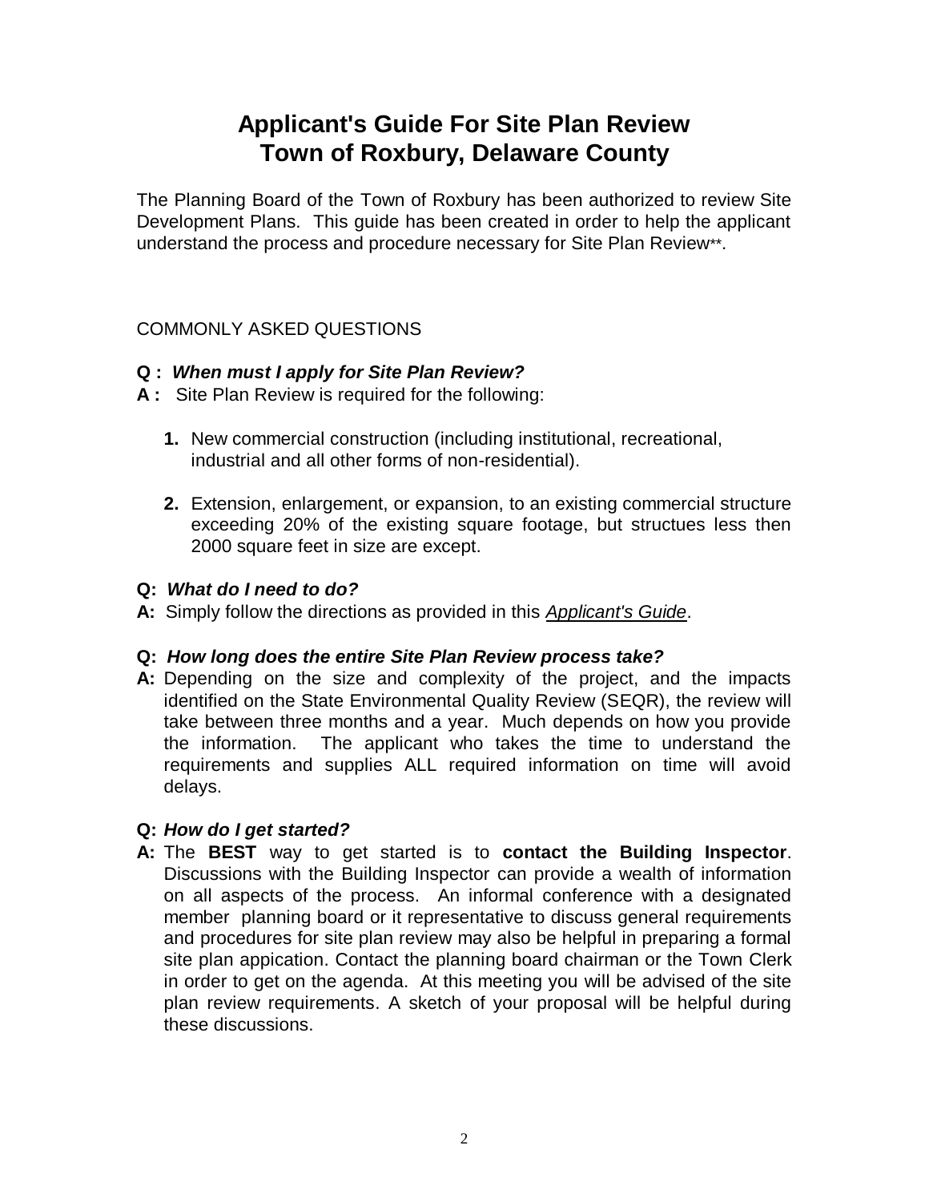# Applicant's Guide For Site Plan Review
# Town of Roxbury, Delaware County

The Planning Board of the Town of Roxbury has been authorized to review Site Development Plans. This guide has been created in order to help the applicant understand the process and procedure necessary for Site Plan Review**.

COMMONLY ASKED QUESTIONS

**Q :** ***When must I apply for Site Plan Review?***

**A :** Site Plan Review is required for the following:

1. New commercial construction (including institutional, recreational, industrial and all other forms of non-residential).

2. Extension, enlargement, or expansion, to an existing commercial structure exceeding 20% of the existing square footage, but structues less then 2000 square feet in size are except.

**Q:** ***What do I need to do?***

**A:** Simply follow the directions as provided in this *Applicant's Guide*.

**Q:** ***How long does the entire Site Plan Review process take?***

**A:** Depending on the size and complexity of the project, and the impacts identified on the State Environmental Quality Review (SEQR), the review will take between three months and a year. Much depends on how you provide the information. The applicant who takes the time to understand the requirements and supplies ALL required information on time will avoid delays.

**Q:** ***How do I get started?***

**A:** The **BEST** way to get started is to **contact the Building Inspector**. Discussions with the Building Inspector can provide a wealth of information on all aspects of the process. An informal conference with a designated member planning board or it representative to discuss general requirements and procedures for site plan review may also be helpful in preparing a formal site plan appication. Contact the planning board chairman or the Town Clerk in order to get on the agenda. At this meeting you will be advised of the site plan review requirements. A sketch of your proposal will be helpful during these discussions.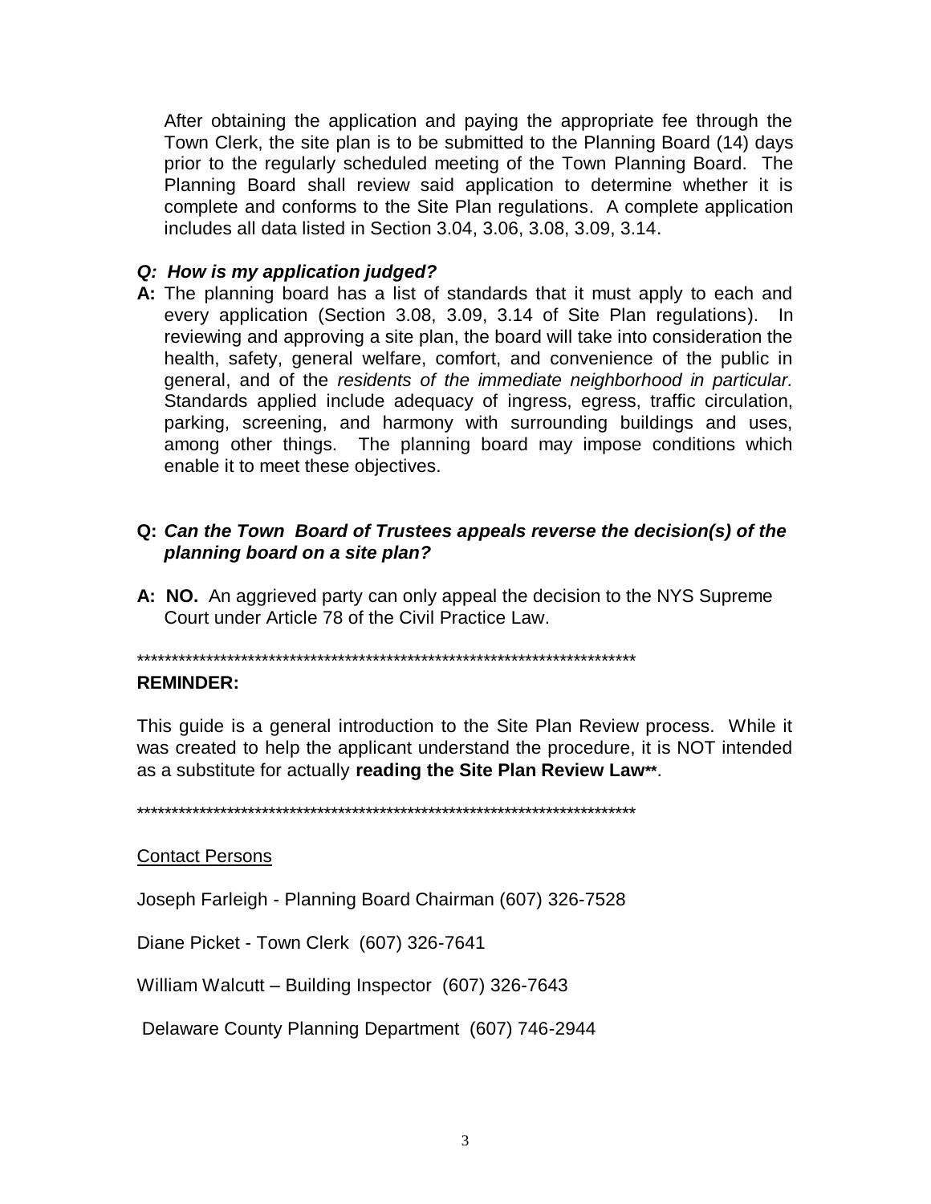After obtaining the application and paying the appropriate fee through the Town Clerk, the site plan is to be submitted to the Planning Board (14) days prior to the regularly scheduled meeting of the Town Planning Board. The Planning Board shall review said application to determine whether it is complete and conforms to the Site Plan regulations. A complete application includes all data listed in Section 3.04, 3.06, 3.08, 3.09, 3.14.

***Q: How is my application judged?***

**A:** The planning board has a list of standards that it must apply to each and every application (Section 3.08, 3.09, 3.14 of Site Plan regulations). In reviewing and approving a site plan, the board will take into consideration the health, safety, general welfare, comfort, and convenience of the public in general, and of the *residents of the immediate neighborhood in particular.* Standards applied include adequacy of ingress, egress, traffic circulation, parking, screening, and harmony with surrounding buildings and uses, among other things. The planning board may impose conditions which enable it to meet these objectives.

**Q: *Can the Town Board of Trustees appeals reverse the decision(s) of the planning board on a site plan?***

**A: NO.** An aggrieved party can only appeal the decision to the NYS Supreme Court under Article 78 of the Civil Practice Law.

***************************************************************************

**REMINDER:**

This guide is a general introduction to the Site Plan Review process. While it was created to help the applicant understand the procedure, it is NOT intended as a substitute for actually **reading the Site Plan Review Law****.

***************************************************************************

Contact Persons

Joseph Farleigh - Planning Board Chairman (607) 326-7528

Diane Picket - Town Clerk (607) 326-7641

William Walcutt – Building Inspector (607) 326-7643

Delaware County Planning Department (607) 746-2944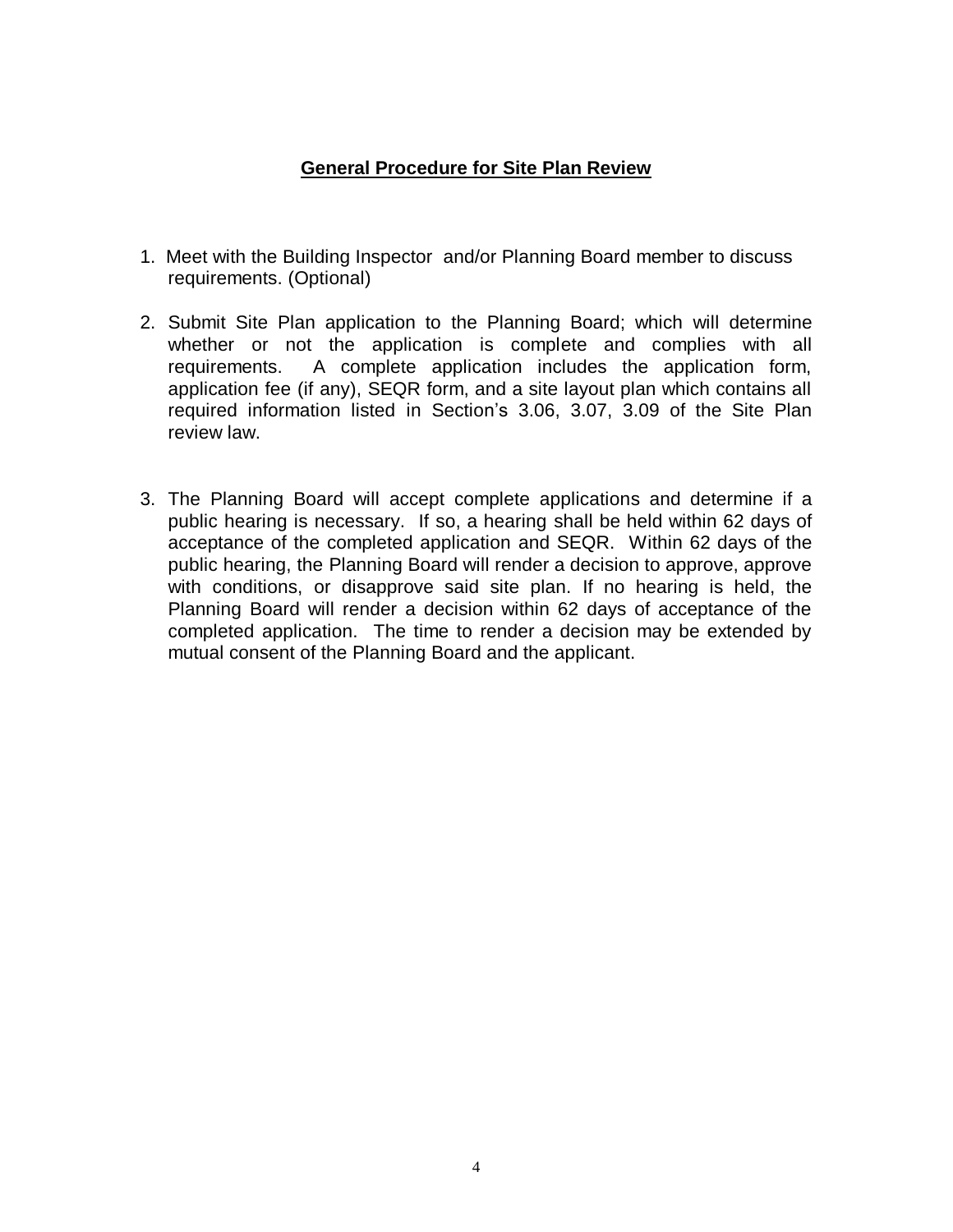## General Procedure for Site Plan Review

1. Meet with the Building Inspector and/or Planning Board member to discuss requirements. (Optional)

2. Submit Site Plan application to the Planning Board; which will determine whether or not the application is complete and complies with all requirements. A complete application includes the application form, application fee (if any), SEQR form, and a site layout plan which contains all required information listed in Section's 3.06, 3.07, 3.09 of the Site Plan review law.

3. The Planning Board will accept complete applications and determine if a public hearing is necessary. If so, a hearing shall be held within 62 days of acceptance of the completed application and SEQR. Within 62 days of the public hearing, the Planning Board will render a decision to approve, approve with conditions, or disapprove said site plan. If no hearing is held, the Planning Board will render a decision within 62 days of acceptance of the completed application. The time to render a decision may be extended by mutual consent of the Planning Board and the applicant.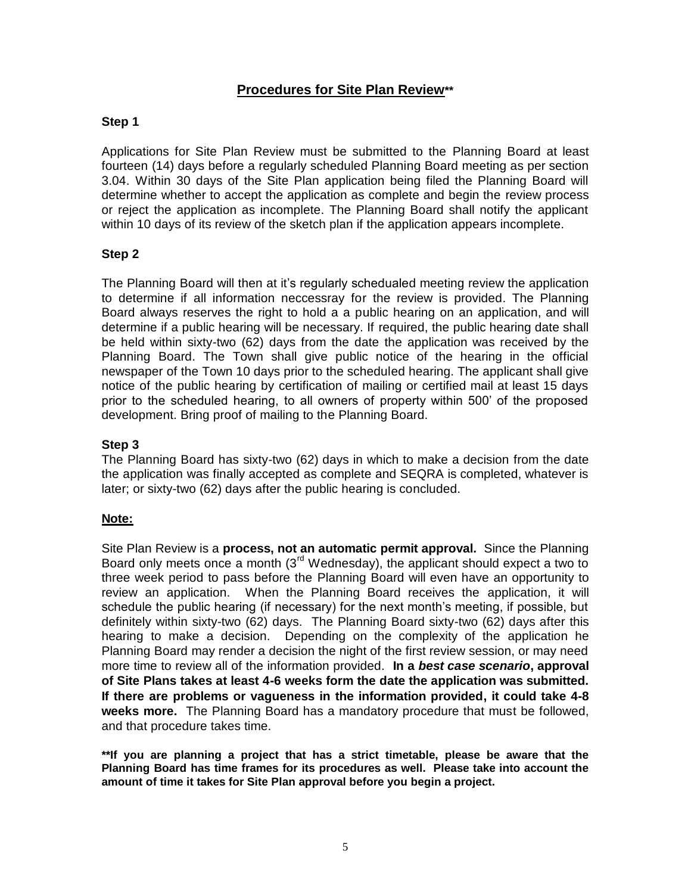# Procedures for Site Plan Review**

### Step 1

Applications for Site Plan Review must be submitted to the Planning Board at least fourteen (14) days before a regularly scheduled Planning Board meeting as per section 3.04. Within 30 days of the Site Plan application being filed the Planning Board will determine whether to accept the application as complete and begin the review process or reject the application as incomplete. The Planning Board shall notify the applicant within 10 days of its review of the sketch plan if the application appears incomplete.

### Step 2

The Planning Board will then at it's regularly schedualed meeting review the application to determine if all information neccessray for the review is provided. The Planning Board always reserves the right to hold a a public hearing on an application, and will determine if a public hearing will be necessary. If required, the public hearing date shall be held within sixty-two (62) days from the date the application was received by the Planning Board. The Town shall give public notice of the hearing in the official newspaper of the Town 10 days prior to the scheduled hearing. The applicant shall give notice of the public hearing by certification of mailing or certified mail at least 15 days prior to the scheduled hearing, to all owners of property within 500' of the proposed development. Bring proof of mailing to the Planning Board.

### Step 3

The Planning Board has sixty-two (62) days in which to make a decision from the date the application was finally accepted as complete and SEQRA is completed, whatever is later; or sixty-two (62) days after the public hearing is concluded.

### Note:

Site Plan Review is a **process, not an automatic permit approval.** Since the Planning Board only meets once a month (3rd Wednesday), the applicant should expect a two to three week period to pass before the Planning Board will even have an opportunity to review an application. When the Planning Board receives the application, it will schedule the public hearing (if necessary) for the next month's meeting, if possible, but definitely within sixty-two (62) days. The Planning Board sixty-two (62) days after this hearing to make a decision. Depending on the complexity of the application he Planning Board may render a decision the night of the first review session, or may need more time to review all of the information provided. **In a *best case scenario*, approval of Site Plans takes at least 4-6 weeks form the date the application was submitted. If there are problems or vagueness in the information provided, it could take 4-8 weeks more.** The Planning Board has a mandatory procedure that must be followed, and that procedure takes time.

****If you are planning a project that has a strict timetable, please be aware that the Planning Board has time frames for its procedures as well. Please take into account the amount of time it takes for Site Plan approval before you begin a project.**